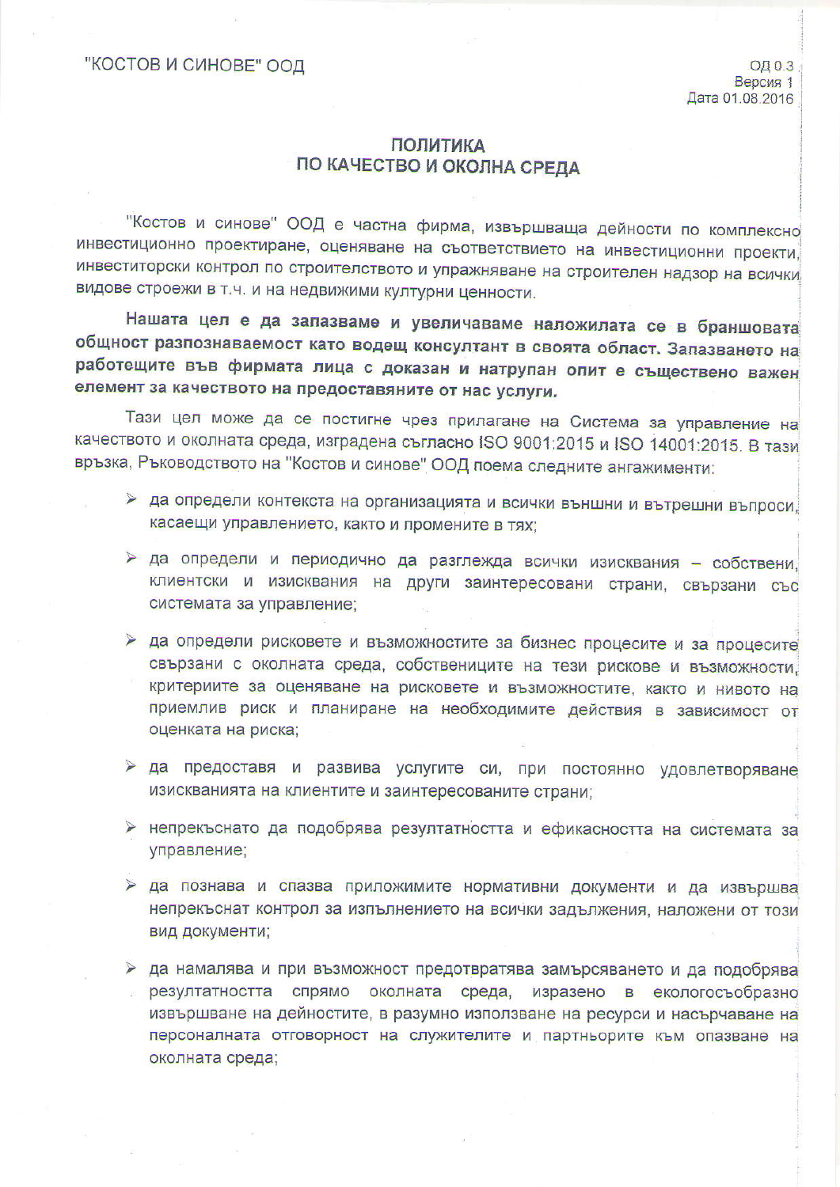"КОСТОВ И СИНОВЕ" ООД

ОД 0.3
Версия 1
Дата 01.08.2016

# ПОЛИТИКА
# ПО КАЧЕСТВО И ОКОЛНА СРЕДА

"Костов и синове" ООД е частна фирма, извършваща дейности по комплексно инвестиционно проектиране, оценяване на съответствието на инвестиционни проекти, инвеститорски контрол по строителството и упражняване на строителен надзор на всички видове строежи в т.ч. и на недвижими културни ценности.

**Нашата цел е да запазваме и увеличаваме наложилата се в браншовата общност разпознаваемост като водещ консултант в своята област. Запазването на работещите във фирмата лица с доказан и натрупан опит е съществено важен елемент за качеството на предоставяните от нас услуги.**

Тази цел може да се постигне чрез прилагане на Система за управление на качеството и околната среда, изградена съгласно ISO 9001:2015 и ISO 14001:2015. В тази връзка, Ръководството на "Костов и синове" ООД поема следните ангажименти:

- да определи контекста на организацията и всички външни и вътрешни въпроси, касаещи управлението, както и промените в тях;
- да определи и периодично да разглежда всички изисквания – собствени, клиентски и изисквания на други заинтересовани страни, свързани със системата за управление;
- да определи рисковете и възможностите за бизнес процесите и за процесите свързани с околната среда, собствениците на тези рискове и възможности, критериите за оценяване на рисковете и възможностите, както и нивото на приемлив риск и планиране на необходимите действия в зависимост от оценката на риска;
- да предоставя и развива услугите си, при постоянно удовлетворяване изискванията на клиентите и заинтересованите страни;
- непрекъснато да подобрява резултатността и ефикасността на системата за управление;
- да познава и спазва приложимите нормативни документи и да извършва непрекъснат контрол за изпълнението на всички задължения, наложени от този вид документи;
- да намалява и при възможност предотвратява замърсяването и да подобрява резултатността спрямо околната среда, изразено в екологосъобразно извършване на дейностите, в разумно използване на ресурси и насърчаване на персоналната отговорност на служителите и партньорите към опазване на околната среда;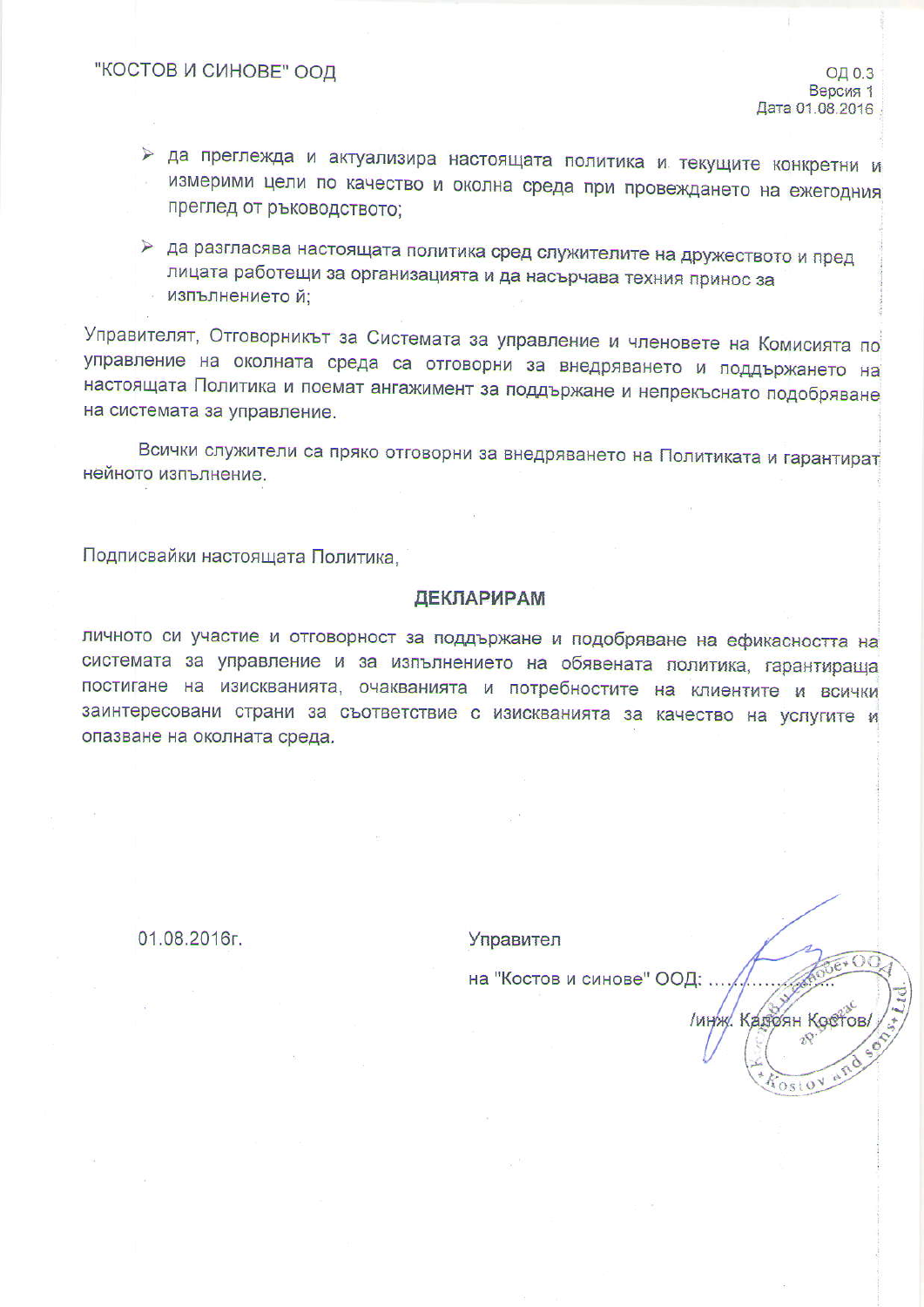- да преглежда и актуализира настоящата политика и текущите конкретни и измерими цели по качество и околна среда при провеждането на ежегодния преглед от ръководството;
- да разгласява настоящата политика сред служителите на дружеството и пред лицата работещи за организацията и да насърчава техния принос за изпълнението ѝ;

Управителят, Отговорникът за Системата за управление и членовете на Комисията по управление на околната среда са отговорни за внедряването и поддържането на настоящата Политика и поемат ангажимент за поддържане и непрекъснато подобряване на системата за управление.

Всички служители са пряко отговорни за внедряването на Политиката и гарантират нейното изпълнение.

Подписвайки настоящата Политика,

**ДЕКЛАРИРАМ**

личното си участие и отговорност за поддържане и подобряване на ефикасността на системата за управление и за изпълнението на обявената политика, гарантираща постигане на изискванията, очакванията и потребностите на клиентите и всички заинтересовани страни за съответствие с изискванията за качество на услугите и опазване на околната среда.

01.08.2016г.

Управител

на "Костов и синове" ООД: ....................

/инж. Калоян Костов/